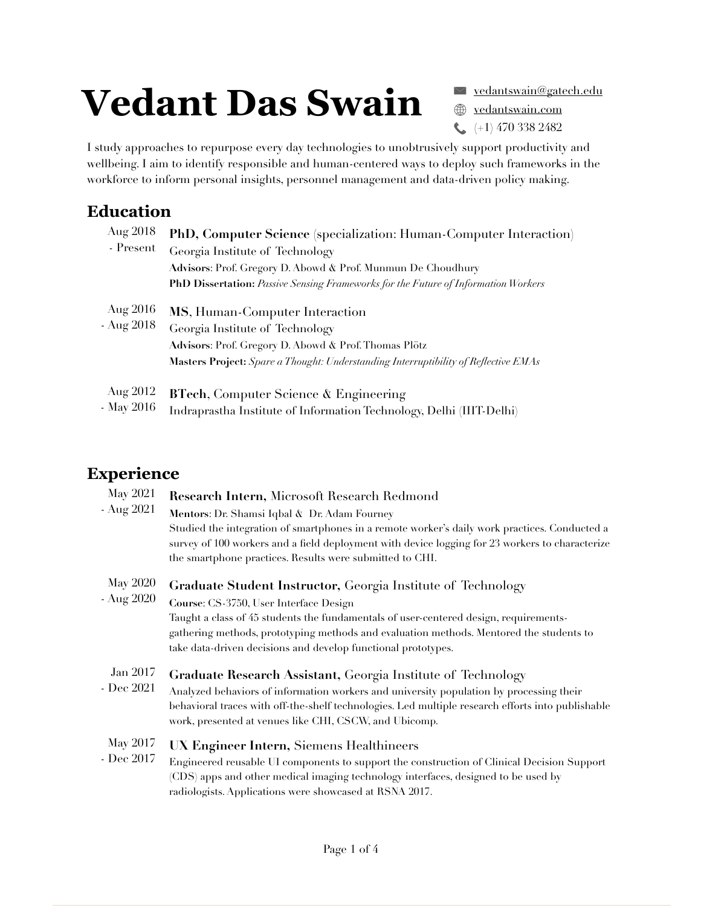# Vedant Das Swain

vedantswain@gatech.edu
vedantswain.com
(+1) 470 338 2482

I study approaches to repurpose every day technologies to unobtrusively support productivity and wellbeing. I aim to identify responsible and human-centered ways to deploy such frameworks in the workforce to inform personal insights, personnel management and data-driven policy making.

## Education

**Aug 2018 - Present**
**PhD, Computer Science** (specialization: Human-Computer Interaction)
Georgia Institute of Technology
**Advisors**: Prof. Gregory D. Abowd & Prof. Munmun De Choudhury
**PhD Dissertation:** *Passive Sensing Frameworks for the Future of Information Workers*

**Aug 2016 - Aug 2018**
**MS**, Human-Computer Interaction
Georgia Institute of Technology
**Advisors**: Prof. Gregory D. Abowd & Prof. Thomas Plötz
**Masters Project:** *Spare a Thought: Understanding Interruptibility of Reflective EMAs*

**Aug 2012 - May 2016**
**BTech**, Computer Science & Engineering
Indraprastha Institute of Information Technology, Delhi (IIIT-Delhi)

## Experience

**May 2021 - Aug 2021**
**Research Intern,** Microsoft Research Redmond
**Mentors**: Dr. Shamsi Iqbal & Dr. Adam Fourney
Studied the integration of smartphones in a remote worker's daily work practices. Conducted a survey of 100 workers and a field deployment with device logging for 23 workers to characterize the smartphone practices. Results were submitted to CHI.

**May 2020 - Aug 2020**
**Graduate Student Instructor,** Georgia Institute of Technology
**Course**: CS-3750, User Interface Design
Taught a class of 45 students the fundamentals of user-centered design, requirements-gathering methods, prototyping methods and evaluation methods. Mentored the students to take data-driven decisions and develop functional prototypes.

**Jan 2017 - Dec 2021**
**Graduate Research Assistant,** Georgia Institute of Technology
Analyzed behaviors of information workers and university population by processing their behavioral traces with off-the-shelf technologies. Led multiple research efforts into publishable work, presented at venues like CHI, CSCW, and Ubicomp.

**May 2017 - Dec 2017**
**UX Engineer Intern,** Siemens Healthineers
Engineered reusable UI components to support the construction of Clinical Decision Support (CDS) apps and other medical imaging technology interfaces, designed to be used by radiologists. Applications were showcased at RSNA 2017.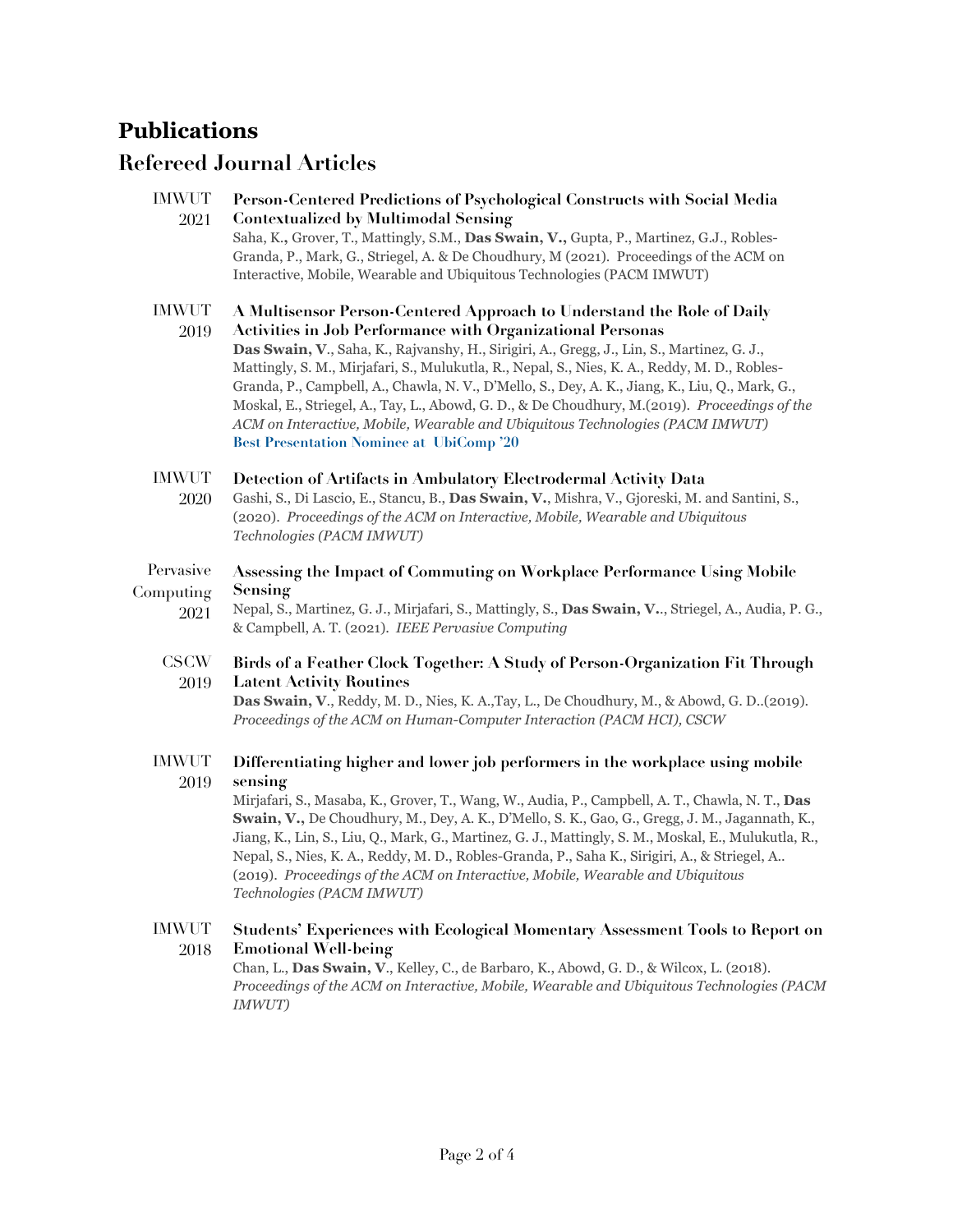# Publications

## Refereed Journal Articles

IMWUT 2021 **Person-Centered Predictions of Psychological Constructs with Social Media Contextualized by Multimodal Sensing**
Saha, K., Grover, T., Mattingly, S.M., **Das Swain, V.,** Gupta, P., Martinez, G.J., Robles-Granda, P., Mark, G., Striegel, A. & De Choudhury, M (2021). Proceedings of the ACM on Interactive, Mobile, Wearable and Ubiquitous Technologies (PACM IMWUT)

IMWUT 2019 **A Multisensor Person-Centered Approach to Understand the Role of Daily Activities in Job Performance with Organizational Personas**
**Das Swain, V**., Saha, K., Rajvanshy, H., Sirigiri, A., Gregg, J., Lin, S., Martinez, G. J., Mattingly, S. M., Mirjafari, S., Mulukutla, R., Nepal, S., Nies, K. A., Reddy, M. D., Robles-Granda, P., Campbell, A., Chawla, N. V., D'Mello, S., Dey, A. K., Jiang, K., Liu, Q., Mark, G., Moskal, E., Striegel, A., Tay, L., Abowd, G. D., & De Choudhury, M.(2019). *Proceedings of the ACM on Interactive, Mobile, Wearable and Ubiquitous Technologies (PACM IMWUT)*
**Best Presentation Nominee at UbiComp '20**

IMWUT 2020 **Detection of Artifacts in Ambulatory Electrodermal Activity Data**
Gashi, S., Di Lascio, E., Stancu, B., **Das Swain, V.**, Mishra, V., Gjoreski, M. and Santini, S., (2020). *Proceedings of the ACM on Interactive, Mobile, Wearable and Ubiquitous Technologies (PACM IMWUT)*

Pervasive Computing 2021 **Assessing the Impact of Commuting on Workplace Performance Using Mobile Sensing**
Nepal, S., Martinez, G. J., Mirjafari, S., Mattingly, S., **Das Swain, V.**., Striegel, A., Audia, P. G., & Campbell, A. T. (2021). *IEEE Pervasive Computing*

CSCW 2019 **Birds of a Feather Clock Together: A Study of Person-Organization Fit Through Latent Activity Routines**
**Das Swain, V**., Reddy, M. D., Nies, K. A.,Tay, L., De Choudhury, M., & Abowd, G. D..(2019). *Proceedings of the ACM on Human-Computer Interaction (PACM HCI), CSCW*

IMWUT 2019 **Differentiating higher and lower job performers in the workplace using mobile sensing**
Mirjafari, S., Masaba, K., Grover, T., Wang, W., Audia, P., Campbell, A. T., Chawla, N. T., **Das Swain, V.,** De Choudhury, M., Dey, A. K., D'Mello, S. K., Gao, G., Gregg, J. M., Jagannath, K., Jiang, K., Lin, S., Liu, Q., Mark, G., Martinez, G. J., Mattingly, S. M., Moskal, E., Mulukutla, R., Nepal, S., Nies, K. A., Reddy, M. D., Robles-Granda, P., Saha K., Sirigiri, A., & Striegel, A.. (2019). *Proceedings of the ACM on Interactive, Mobile, Wearable and Ubiquitous Technologies (PACM IMWUT)*

IMWUT 2018 **Students' Experiences with Ecological Momentary Assessment Tools to Report on Emotional Well-being**
Chan, L., **Das Swain, V**., Kelley, C., de Barbaro, K., Abowd, G. D., & Wilcox, L. (2018). *Proceedings of the ACM on Interactive, Mobile, Wearable and Ubiquitous Technologies (PACM IMWUT)*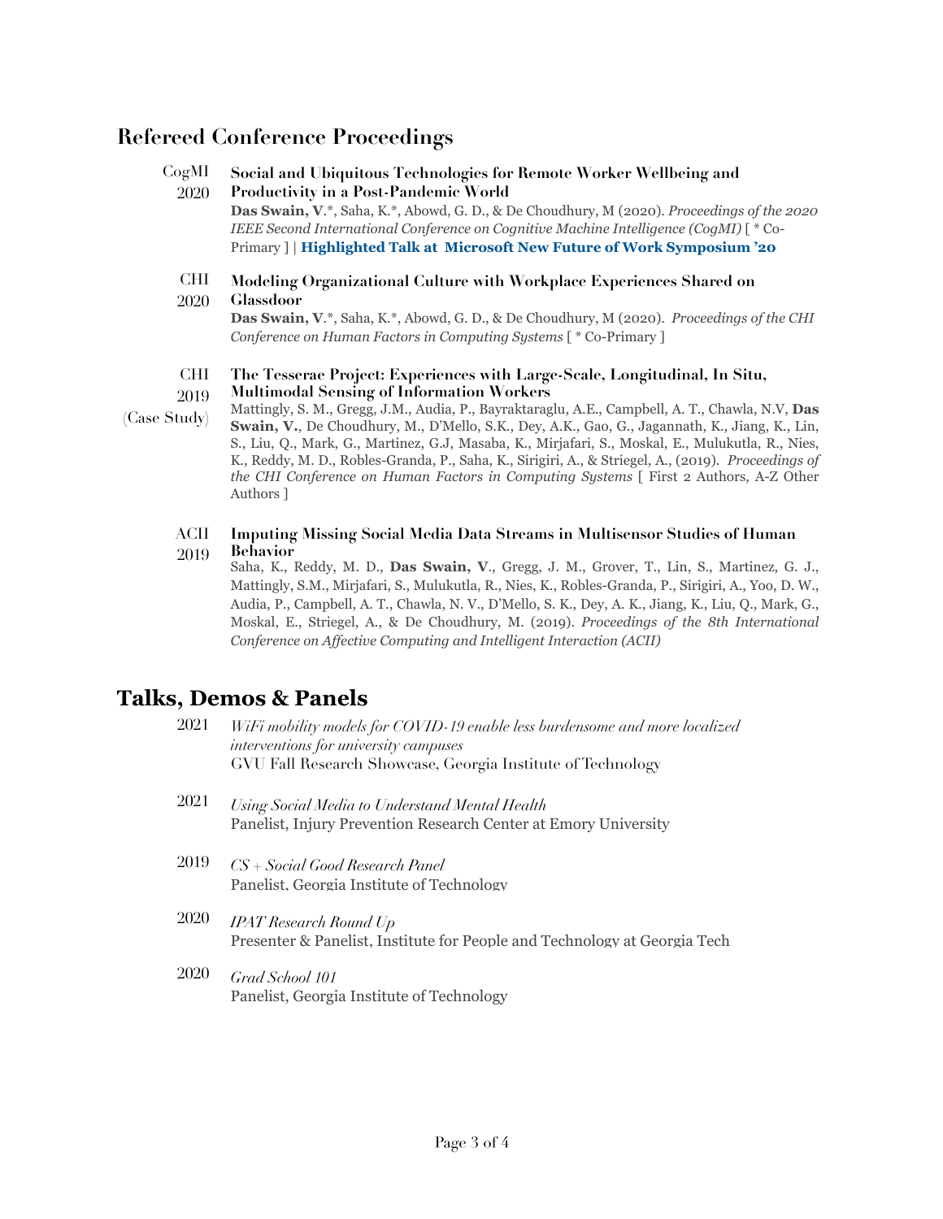## Refereed Conference Proceedings

CogMI 2020 **Social and Ubiquitous Technologies for Remote Worker Wellbeing and Productivity in a Post-Pandemic World**
**Das Swain, V**.*, Saha, K.*, Abowd, G. D., & De Choudhury, M (2020). *Proceedings of the 2020 IEEE Second International Conference on Cognitive Machine Intelligence (CogMI)* [ * Co-Primary ] | **Highlighted Talk at Microsoft New Future of Work Symposium '20**

CHI 2020 **Modeling Organizational Culture with Workplace Experiences Shared on Glassdoor**
**Das Swain, V**.*, Saha, K.*, Abowd, G. D., & De Choudhury, M (2020). *Proceedings of the CHI Conference on Human Factors in Computing Systems* [ * Co-Primary ]

CHI 2019 (Case Study) **The Tesserae Project: Experiences with Large-Scale, Longitudinal, In Situ, Multimodal Sensing of Information Workers**
Mattingly, S. M., Gregg, J.M., Audia, P., Bayraktaraglu, A.E., Campbell, A. T., Chawla, N.V, **Das Swain, V.**, De Choudhury, M., D'Mello, S.K., Dey, A.K., Gao, G., Jagannath, K., Jiang, K., Lin, S., Liu, Q., Mark, G., Martinez, G.J, Masaba, K., Mirjafari, S., Moskal, E., Mulukutla, R., Nies, K., Reddy, M. D., Robles-Granda, P., Saha, K., Sirigiri, A., & Striegel, A., (2019). *Proceedings of the CHI Conference on Human Factors in Computing Systems* [ First 2 Authors, A-Z Other Authors ]

ACII 2019 **Imputing Missing Social Media Data Streams in Multisensor Studies of Human Behavior**
Saha, K., Reddy, M. D., **Das Swain, V**., Gregg, J. M., Grover, T., Lin, S., Martinez, G. J., Mattingly, S.M., Mirjafari, S., Mulukutla, R., Nies, K., Robles-Granda, P., Sirigiri, A., Yoo, D. W., Audia, P., Campbell, A. T., Chawla, N. V., D'Mello, S. K., Dey, A. K., Jiang, K., Liu, Q., Mark, G., Moskal, E., Striegel, A., & De Choudhury, M. (2019). *Proceedings of the 8th International Conference on Affective Computing and Intelligent Interaction (ACII)*

## Talks, Demos & Panels

2021 *WiFi mobility models for COVID-19 enable less burdensome and more localized interventions for university campuses*
GVU Fall Research Showcase, Georgia Institute of Technology

2021 *Using Social Media to Understand Mental Health*
Panelist, Injury Prevention Research Center at Emory University

2019 *CS + Social Good Research Panel*
Panelist, Georgia Institute of Technology

2020 *IPAT Research Round Up*
Presenter & Panelist, Institute for People and Technology at Georgia Tech

2020 *Grad School 101*
Panelist, Georgia Institute of Technology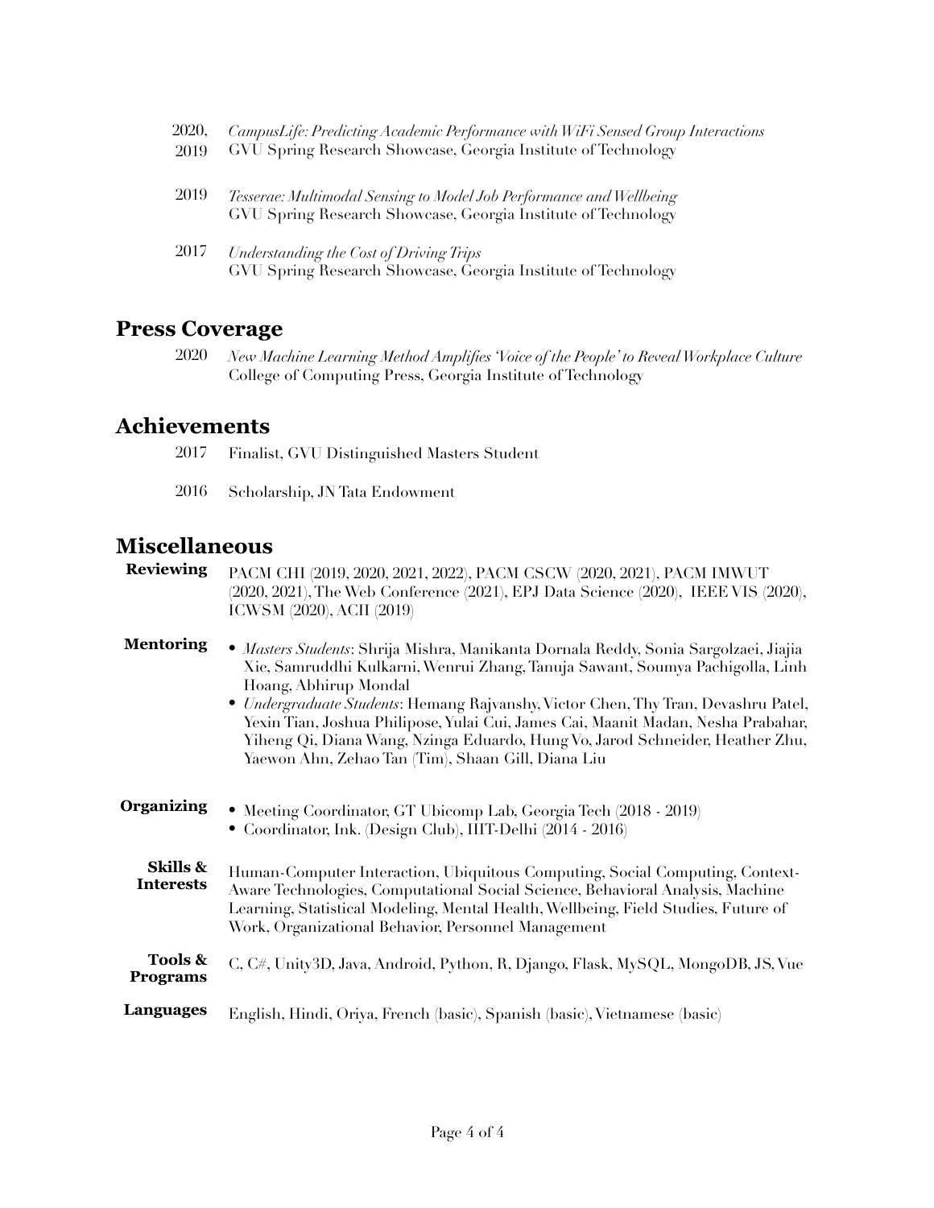2020, 2019 *CampusLife: Predicting Academic Performance with WiFi Sensed Group Interactions*
GVU Spring Research Showcase, Georgia Institute of Technology

2019 *Tesserae: Multimodal Sensing to Model Job Performance and Wellbeing*
GVU Spring Research Showcase, Georgia Institute of Technology

2017 *Understanding the Cost of Driving Trips*
GVU Spring Research Showcase, Georgia Institute of Technology

## Press Coverage

2020 *New Machine Learning Method Amplifies 'Voice of the People' to Reveal Workplace Culture*
College of Computing Press, Georgia Institute of Technology

## Achievements

2017 Finalist, GVU Distinguished Masters Student

2016 Scholarship, JN Tata Endowment

## Miscellaneous

**Reviewing** PACM CHI (2019, 2020, 2021, 2022), PACM CSCW (2020, 2021), PACM IMWUT (2020, 2021), The Web Conference (2021), EPJ Data Science (2020), IEEE VIS (2020), ICWSM (2020), ACII (2019)

**Mentoring**

- *Masters Students*: Shrija Mishra, Manikanta Dornala Reddy, Sonia Sargolzaei, Jiajia Xie, Samruddhi Kulkarni, Wenrui Zhang, Tanuja Sawant, Soumya Pachigolla, Linh Hoang, Abhirup Mondal
- *Undergraduate Students*: Hemang Rajvanshy, Victor Chen, Thy Tran, Devashru Patel, Yexin Tian, Joshua Philipose, Yulai Cui, James Cai, Maanit Madan, Nesha Prabahar, Yiheng Qi, Diana Wang, Nzinga Eduardo, Hung Vo, Jarod Schneider, Heather Zhu, Yaewon Ahn, Zehao Tan (Tim), Shaan Gill, Diana Liu

**Organizing**

- Meeting Coordinator, GT Ubicomp Lab, Georgia Tech (2018 - 2019)
- Coordinator, Ink. (Design Club), IIIT-Delhi (2014 - 2016)

**Skills & Interests** Human-Computer Interaction, Ubiquitous Computing, Social Computing, Context-Aware Technologies, Computational Social Science, Behavioral Analysis, Machine Learning, Statistical Modeling, Mental Health, Wellbeing, Field Studies, Future of Work, Organizational Behavior, Personnel Management

**Tools & Programs** C, C#, Unity3D, Java, Android, Python, R, Django, Flask, MySQL, MongoDB, JS, Vue

**Languages** English, Hindi, Oriya, French (basic), Spanish (basic), Vietnamese (basic)